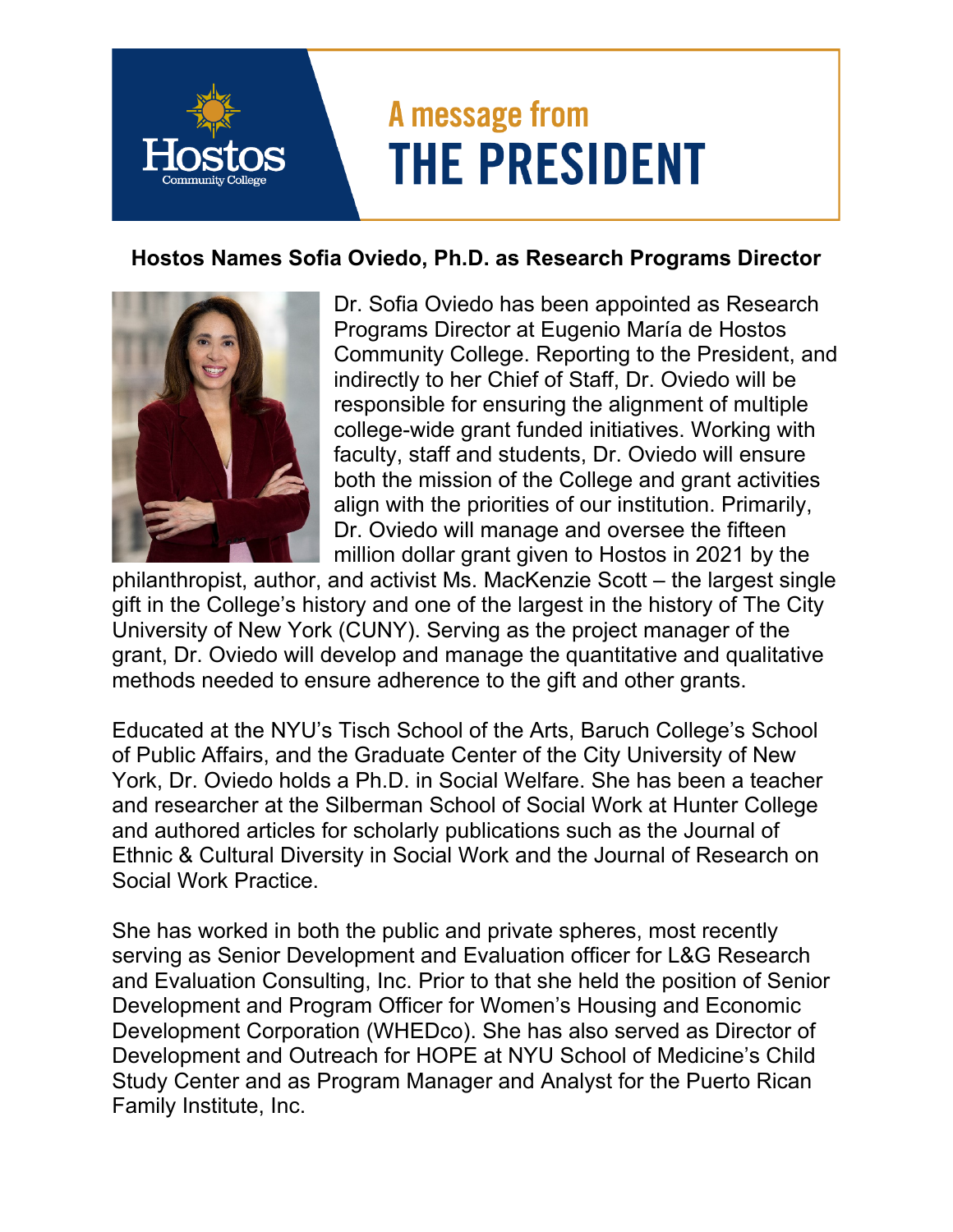# A message from THE PRESIDENT

## Hostos Names Sofia Oviedo, Ph.D. as Research Programs Director

Dr. Sofia Oviedo has been appointed as Research Programs Director at Eugenio María de Hostos Community College. Reporting to the President, and indirectly to her Chief of Staff, Dr. Oviedo will be responsible for ensuring the alignment of multiple college-wide grant funded initiatives. Working with faculty, staff and students, Dr. Oviedo will ensure both the mission of the College and grant activities align with the priorities of our institution. Primarily, Dr. Oviedo will manage and oversee the fifteen million dollar grant given to Hostos in 2021 by the philanthropist, author, and activist Ms. MacKenzie Scott – the largest single gift in the College's history and one of the largest in the history of The City University of New York (CUNY). Serving as the project manager of the grant, Dr. Oviedo will develop and manage the quantitative and qualitative methods needed to ensure adherence to the gift and other grants.

Educated at the NYU's Tisch School of the Arts, Baruch College's School of Public Affairs, and the Graduate Center of the City University of New York, Dr. Oviedo holds a Ph.D. in Social Welfare. She has been a teacher and researcher at the Silberman School of Social Work at Hunter College and authored articles for scholarly publications such as the Journal of Ethnic & Cultural Diversity in Social Work and the Journal of Research on Social Work Practice.

She has worked in both the public and private spheres, most recently serving as Senior Development and Evaluation officer for L&G Research and Evaluation Consulting, Inc. Prior to that she held the position of Senior Development and Program Officer for Women's Housing and Economic Development Corporation (WHEDco). She has also served as Director of Development and Outreach for HOPE at NYU School of Medicine's Child Study Center and as Program Manager and Analyst for the Puerto Rican Family Institute, Inc.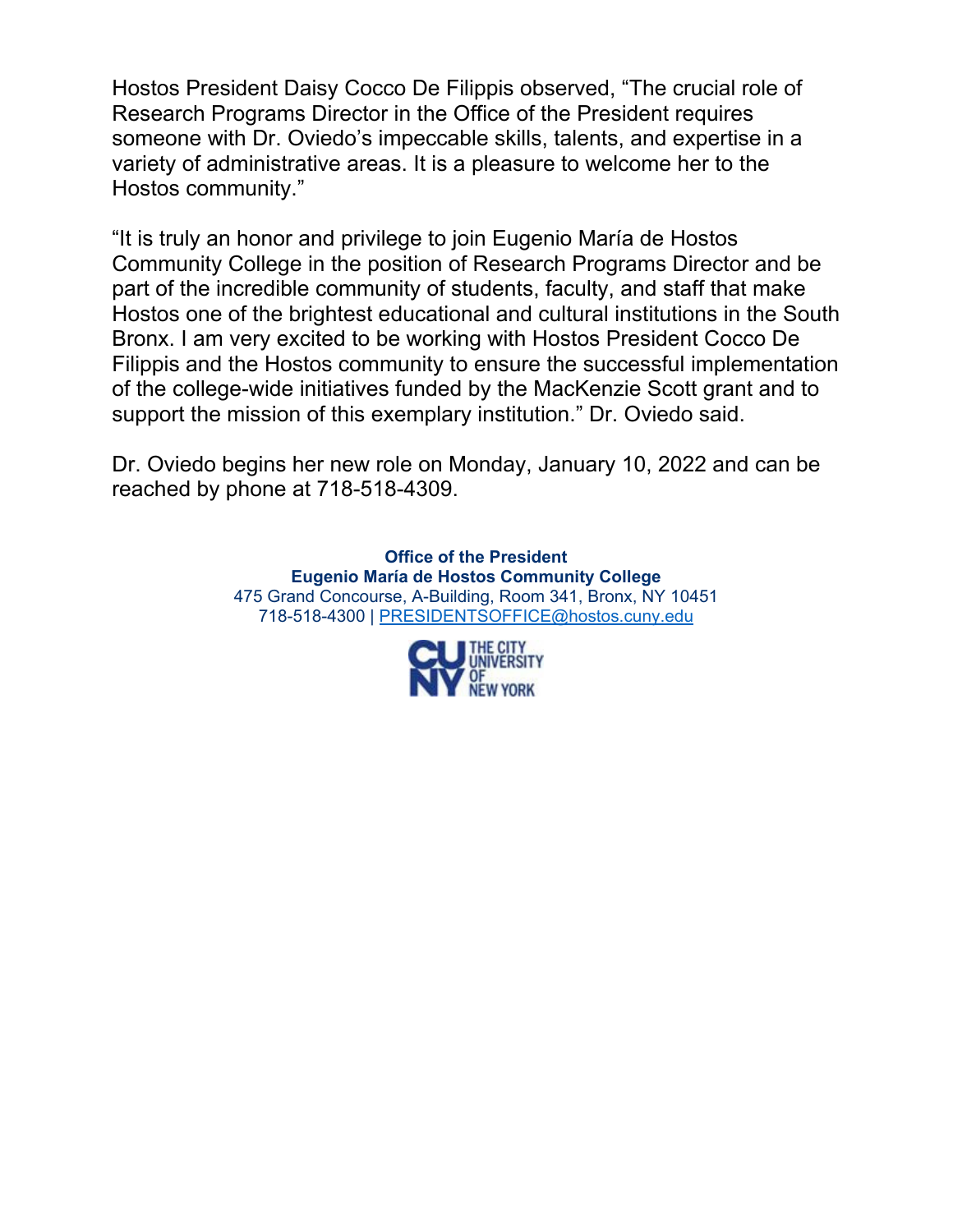Hostos President Daisy Cocco De Filippis observed, "The crucial role of Research Programs Director in the Office of the President requires someone with Dr. Oviedo's impeccable skills, talents, and expertise in a variety of administrative areas. It is a pleasure to welcome her to the Hostos community."

"It is truly an honor and privilege to join Eugenio María de Hostos Community College in the position of Research Programs Director and be part of the incredible community of students, faculty, and staff that make Hostos one of the brightest educational and cultural institutions in the South Bronx. I am very excited to be working with Hostos President Cocco De Filippis and the Hostos community to ensure the successful implementation of the college-wide initiatives funded by the MacKenzie Scott grant and to support the mission of this exemplary institution." Dr. Oviedo said.

Dr. Oviedo begins her new role on Monday, January 10, 2022 and can be reached by phone at 718-518-4309.

**Office of the President**
**Eugenio María de Hostos Community College**
475 Grand Concourse, A-Building, Room 341, Bronx, NY 10451
718-518-4300 | PRESIDENTSOFFICE@hostos.cuny.edu

CUNY THE CITY UNIVERSITY OF NEW YORK